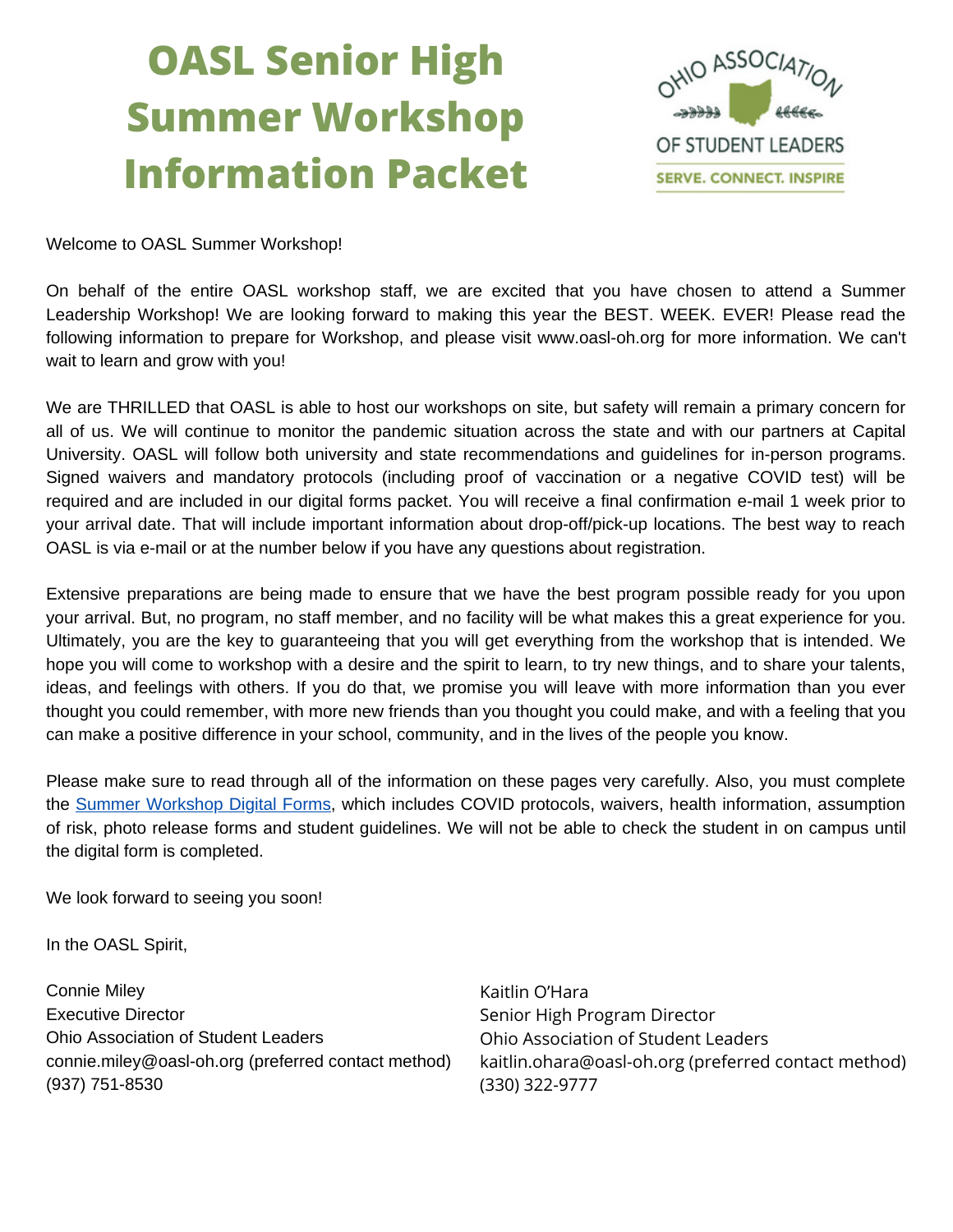# OASL Senior High Summer Workshop Information Packet

Welcome to OASL Summer Workshop!

On behalf of the entire OASL workshop staff, we are excited that you have chosen to attend a Summer Leadership Workshop! We are looking forward to making this year the BEST. WEEK. EVER! Please read the following information to prepare for Workshop, and please visit www.oasl-oh.org for more information. We can't wait to learn and grow with you!

We are THRILLED that OASL is able to host our workshops on site, but safety will remain a primary concern for all of us. We will continue to monitor the pandemic situation across the state and with our partners at Capital University. OASL will follow both university and state recommendations and guidelines for in-person programs. Signed waivers and mandatory protocols (including proof of vaccination or a negative COVID test) will be required and are included in our digital forms packet. You will receive a final confirmation e-mail 1 week prior to your arrival date. That will include important information about drop-off/pick-up locations. The best way to reach OASL is via e-mail or at the number below if you have any questions about registration.

Extensive preparations are being made to ensure that we have the best program possible ready for you upon your arrival. But, no program, no staff member, and no facility will be what makes this a great experience for you. Ultimately, you are the key to guaranteeing that you will get everything from the workshop that is intended. We hope you will come to workshop with a desire and the spirit to learn, to try new things, and to share your talents, ideas, and feelings with others. If you do that, we promise you will leave with more information than you ever thought you could remember, with more new friends than you thought you could make, and with a feeling that you can make a positive difference in your school, community, and in the lives of the people you know.

Please make sure to read through all of the information on these pages very carefully. Also, you must complete the Summer Workshop Digital Forms, which includes COVID protocols, waivers, health information, assumption of risk, photo release forms and student guidelines. We will not be able to check the student in on campus until the digital form is completed.

We look forward to seeing you soon!

In the OASL Spirit,

Connie Miley
Executive Director
Ohio Association of Student Leaders
connie.miley@oasl-oh.org (preferred contact method)
(937) 751-8530

Kaitlin O'Hara
Senior High Program Director
Ohio Association of Student Leaders
kaitlin.ohara@oasl-oh.org (preferred contact method)
(330) 322-9777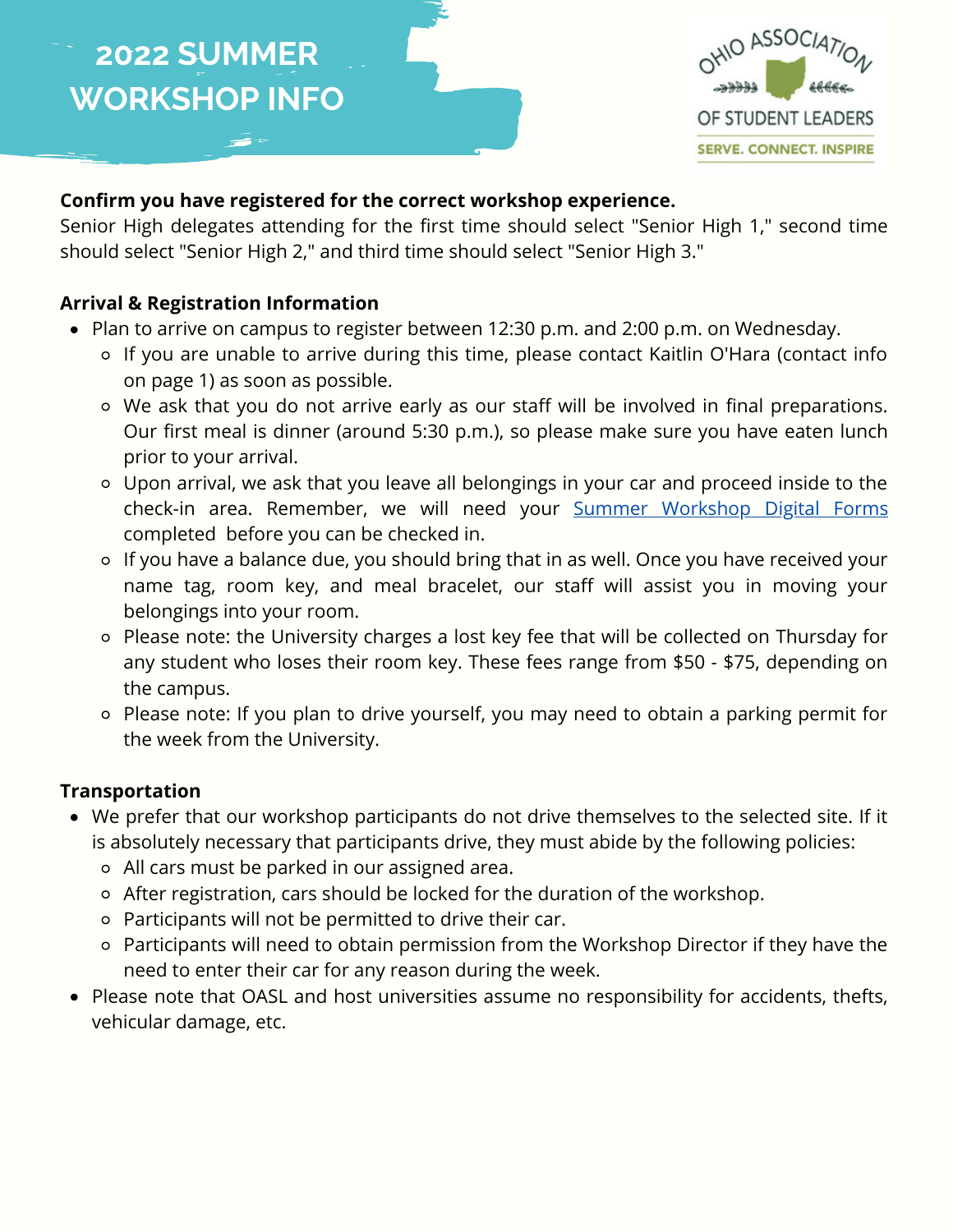# 2022 SUMMER WORKSHOP INFO

OHIO ASSOCIATION OF STUDENT LEADERS
SERVE. CONNECT. INSPIRE

**Confirm you have registered for the correct workshop experience.**
Senior High delegates attending for the first time should select "Senior High 1," second time should select "Senior High 2," and third time should select "Senior High 3."

**Arrival & Registration Information**

- Plan to arrive on campus to register between 12:30 p.m. and 2:00 p.m. on Wednesday.
  - If you are unable to arrive during this time, please contact Kaitlin O'Hara (contact info on page 1) as soon as possible.
  - We ask that you do not arrive early as our staff will be involved in final preparations. Our first meal is dinner (around 5:30 p.m.), so please make sure you have eaten lunch prior to your arrival.
  - Upon arrival, we ask that you leave all belongings in your car and proceed inside to the check-in area. Remember, we will need your Summer Workshop Digital Forms completed before you can be checked in.
  - If you have a balance due, you should bring that in as well. Once you have received your name tag, room key, and meal bracelet, our staff will assist you in moving your belongings into your room.
  - Please note: the University charges a lost key fee that will be collected on Thursday for any student who loses their room key. These fees range from $50 - $75, depending on the campus.
  - Please note: If you plan to drive yourself, you may need to obtain a parking permit for the week from the University.

**Transportation**

- We prefer that our workshop participants do not drive themselves to the selected site. If it is absolutely necessary that participants drive, they must abide by the following policies:
  - All cars must be parked in our assigned area.
  - After registration, cars should be locked for the duration of the workshop.
  - Participants will not be permitted to drive their car.
  - Participants will need to obtain permission from the Workshop Director if they have the need to enter their car for any reason during the week.
- Please note that OASL and host universities assume no responsibility for accidents, thefts, vehicular damage, etc.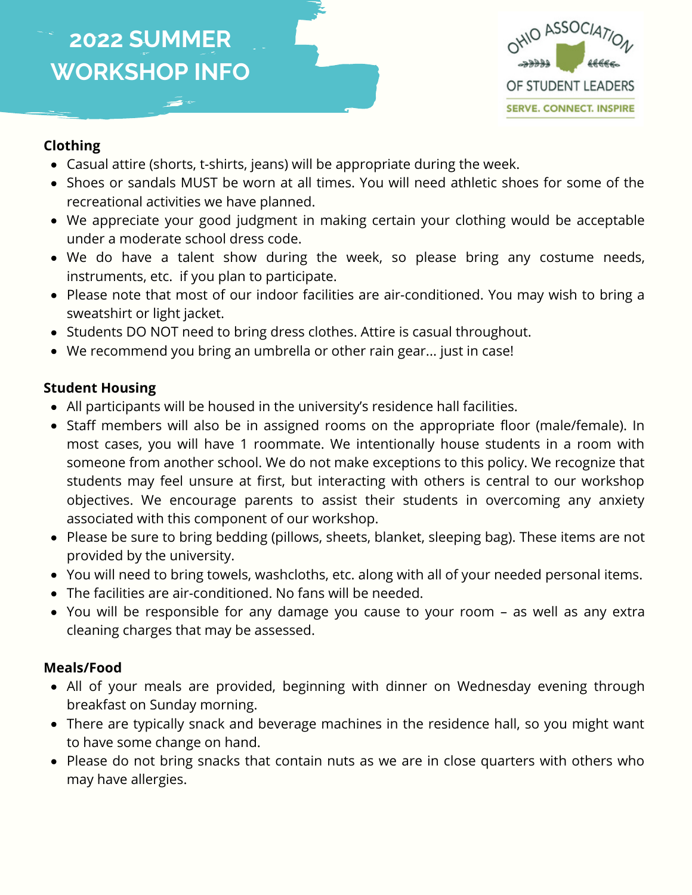# 2022 SUMMER WORKSHOP INFO

OHIO ASSOCIATION OF STUDENT LEADERS

SERVE. CONNECT. INSPIRE

**Clothing**

- Casual attire (shorts, t-shirts, jeans) will be appropriate during the week.
- Shoes or sandals MUST be worn at all times. You will need athletic shoes for some of the recreational activities we have planned.
- We appreciate your good judgment in making certain your clothing would be acceptable under a moderate school dress code.
- We do have a talent show during the week, so please bring any costume needs, instruments, etc. if you plan to participate.
- Please note that most of our indoor facilities are air-conditioned. You may wish to bring a sweatshirt or light jacket.
- Students DO NOT need to bring dress clothes. Attire is casual throughout.
- We recommend you bring an umbrella or other rain gear... just in case!

**Student Housing**

- All participants will be housed in the university's residence hall facilities.
- Staff members will also be in assigned rooms on the appropriate floor (male/female). In most cases, you will have 1 roommate. We intentionally house students in a room with someone from another school. We do not make exceptions to this policy. We recognize that students may feel unsure at first, but interacting with others is central to our workshop objectives. We encourage parents to assist their students in overcoming any anxiety associated with this component of our workshop.
- Please be sure to bring bedding (pillows, sheets, blanket, sleeping bag). These items are not provided by the university.
- You will need to bring towels, washcloths, etc. along with all of your needed personal items.
- The facilities are air-conditioned. No fans will be needed.
- You will be responsible for any damage you cause to your room – as well as any extra cleaning charges that may be assessed.

**Meals/Food**

- All of your meals are provided, beginning with dinner on Wednesday evening through breakfast on Sunday morning.
- There are typically snack and beverage machines in the residence hall, so you might want to have some change on hand.
- Please do not bring snacks that contain nuts as we are in close quarters with others who may have allergies.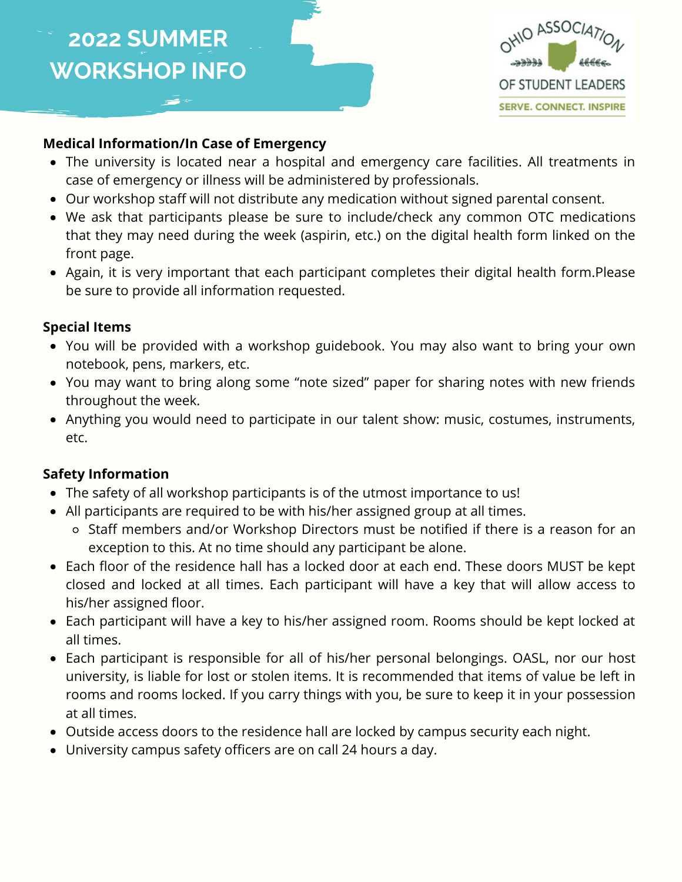# 2022 SUMMER WORKSHOP INFO

OHIO ASSOCIATION OF STUDENT LEADERS
SERVE. CONNECT. INSPIRE

**Medical Information/In Case of Emergency**

- The university is located near a hospital and emergency care facilities. All treatments in case of emergency or illness will be administered by professionals.
- Our workshop staff will not distribute any medication without signed parental consent.
- We ask that participants please be sure to include/check any common OTC medications that they may need during the week (aspirin, etc.) on the digital health form linked on the front page.
- Again, it is very important that each participant completes their digital health form.Please be sure to provide all information requested.

**Special Items**

- You will be provided with a workshop guidebook. You may also want to bring your own notebook, pens, markers, etc.
- You may want to bring along some "note sized" paper for sharing notes with new friends throughout the week.
- Anything you would need to participate in our talent show: music, costumes, instruments, etc.

**Safety Information**

- The safety of all workshop participants is of the utmost importance to us!
- All participants are required to be with his/her assigned group at all times.
  - Staff members and/or Workshop Directors must be notified if there is a reason for an exception to this. At no time should any participant be alone.
- Each floor of the residence hall has a locked door at each end. These doors MUST be kept closed and locked at all times. Each participant will have a key that will allow access to his/her assigned floor.
- Each participant will have a key to his/her assigned room. Rooms should be kept locked at all times.
- Each participant is responsible for all of his/her personal belongings. OASL, nor our host university, is liable for lost or stolen items. It is recommended that items of value be left in rooms and rooms locked. If you carry things with you, be sure to keep it in your possession at all times.
- Outside access doors to the residence hall are locked by campus security each night.
- University campus safety officers are on call 24 hours a day.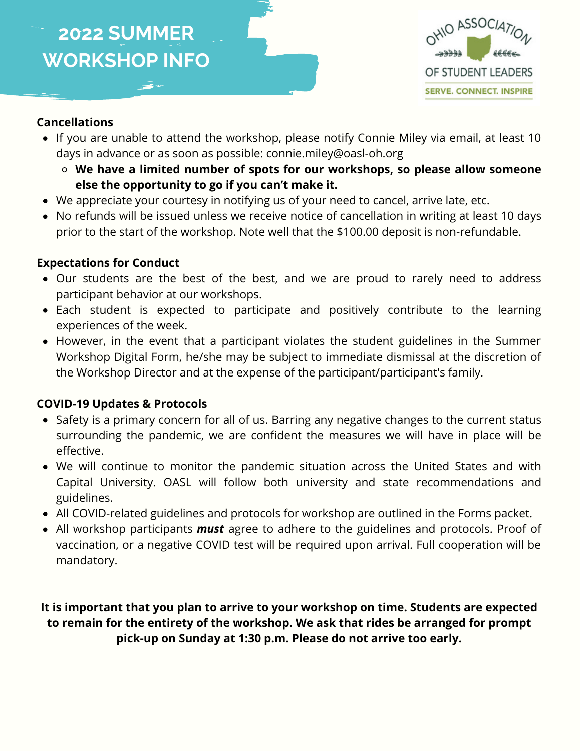# 2022 SUMMER WORKSHOP INFO

OHIO ASSOCIATION OF STUDENT LEADERS
SERVE. CONNECT. INSPIRE

**Cancellations**

- If you are unable to attend the workshop, please notify Connie Miley via email, at least 10 days in advance or as soon as possible: connie.miley@oasl-oh.org
  - **We have a limited number of spots for our workshops, so please allow someone else the opportunity to go if you can't make it.**
- We appreciate your courtesy in notifying us of your need to cancel, arrive late, etc.
- No refunds will be issued unless we receive notice of cancellation in writing at least 10 days prior to the start of the workshop. Note well that the $100.00 deposit is non-refundable.

**Expectations for Conduct**

- Our students are the best of the best, and we are proud to rarely need to address participant behavior at our workshops.
- Each student is expected to participate and positively contribute to the learning experiences of the week.
- However, in the event that a participant violates the student guidelines in the Summer Workshop Digital Form, he/she may be subject to immediate dismissal at the discretion of the Workshop Director and at the expense of the participant/participant's family.

**COVID-19 Updates & Protocols**

- Safety is a primary concern for all of us. Barring any negative changes to the current status surrounding the pandemic, we are confident the measures we will have in place will be effective.
- We will continue to monitor the pandemic situation across the United States and with Capital University. OASL will follow both university and state recommendations and guidelines.
- All COVID-related guidelines and protocols for workshop are outlined in the Forms packet.
- All workshop participants ***must*** agree to adhere to the guidelines and protocols. Proof of vaccination, or a negative COVID test will be required upon arrival. Full cooperation will be mandatory.

**It is important that you plan to arrive to your workshop on time. Students are expected to remain for the entirety of the workshop. We ask that rides be arranged for prompt pick-up on Sunday at 1:30 p.m. Please do not arrive too early.**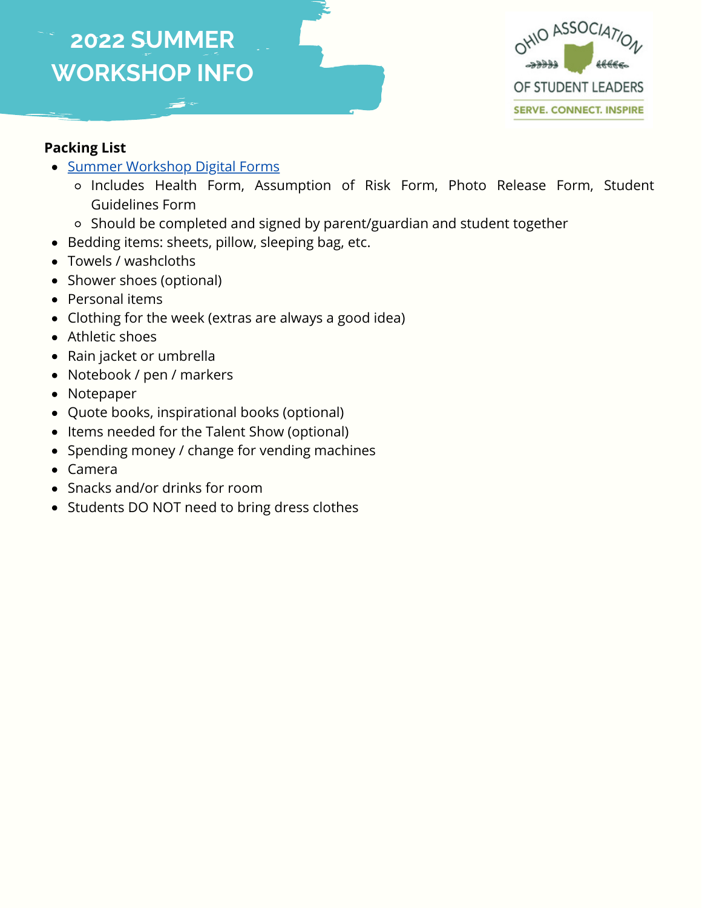# 2022 SUMMER WORKSHOP INFO

OHIO ASSOCIATION OF STUDENT LEADERS

SERVE. CONNECT. INSPIRE

**Packing List**

- Summer Workshop Digital Forms
  - Includes Health Form, Assumption of Risk Form, Photo Release Form, Student Guidelines Form
  - Should be completed and signed by parent/guardian and student together
- Bedding items: sheets, pillow, sleeping bag, etc.
- Towels / washcloths
- Shower shoes (optional)
- Personal items
- Clothing for the week (extras are always a good idea)
- Athletic shoes
- Rain jacket or umbrella
- Notebook / pen / markers
- Notepaper
- Quote books, inspirational books (optional)
- Items needed for the Talent Show (optional)
- Spending money / change for vending machines
- Camera
- Snacks and/or drinks for room
- Students DO NOT need to bring dress clothes